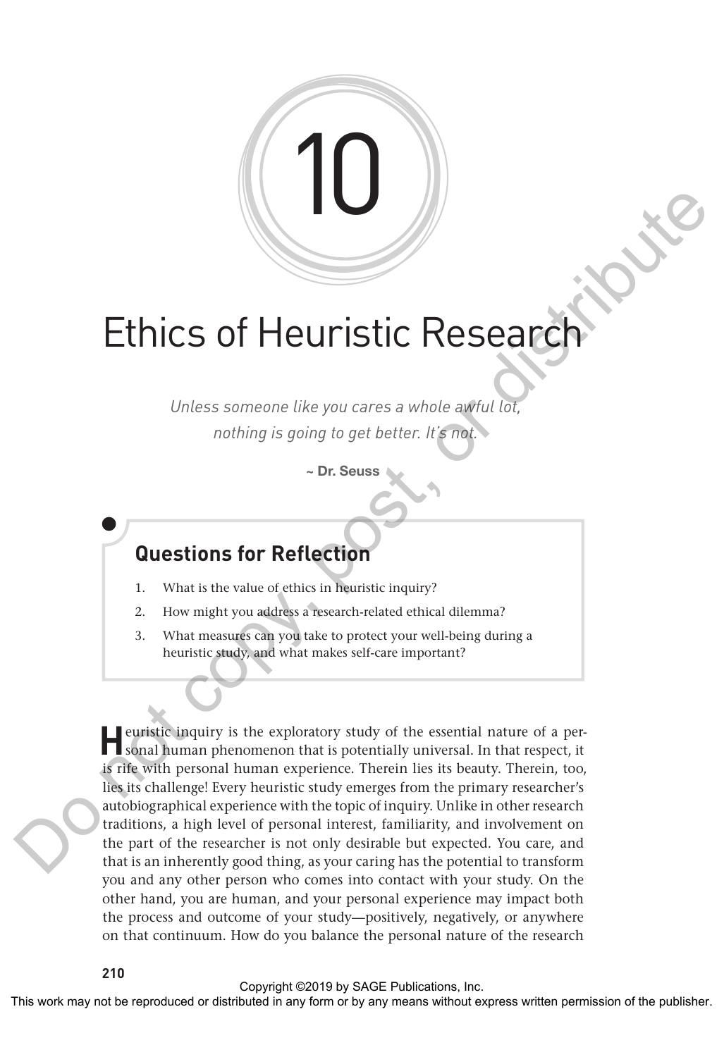# 10

# Ethics of Heuristic Research

*Unless someone like you cares a whole awful lot,*
*nothing is going to get better. It's not.*

**~ Dr. Seuss**

## Questions for Reflection

1. What is the value of ethics in heuristic inquiry?
2. How might you address a research-related ethical dilemma?
3. What measures can you take to protect your well-being during a heuristic study, and what makes self-care important?

Heuristic inquiry is the exploratory study of the essential nature of a personal human phenomenon that is potentially universal. In that respect, it is rife with personal human experience. Therein lies its beauty. Therein, too, lies its challenge! Every heuristic study emerges from the primary researcher's autobiographical experience with the topic of inquiry. Unlike in other research traditions, a high level of personal interest, familiarity, and involvement on the part of the researcher is not only desirable but expected. You care, and that is an inherently good thing, as your caring has the potential to transform you and any other person who comes into contact with your study. On the other hand, you are human, and your personal experience may impact both the process and outcome of your study—positively, negatively, or anywhere on that continuum. How do you balance the personal nature of the research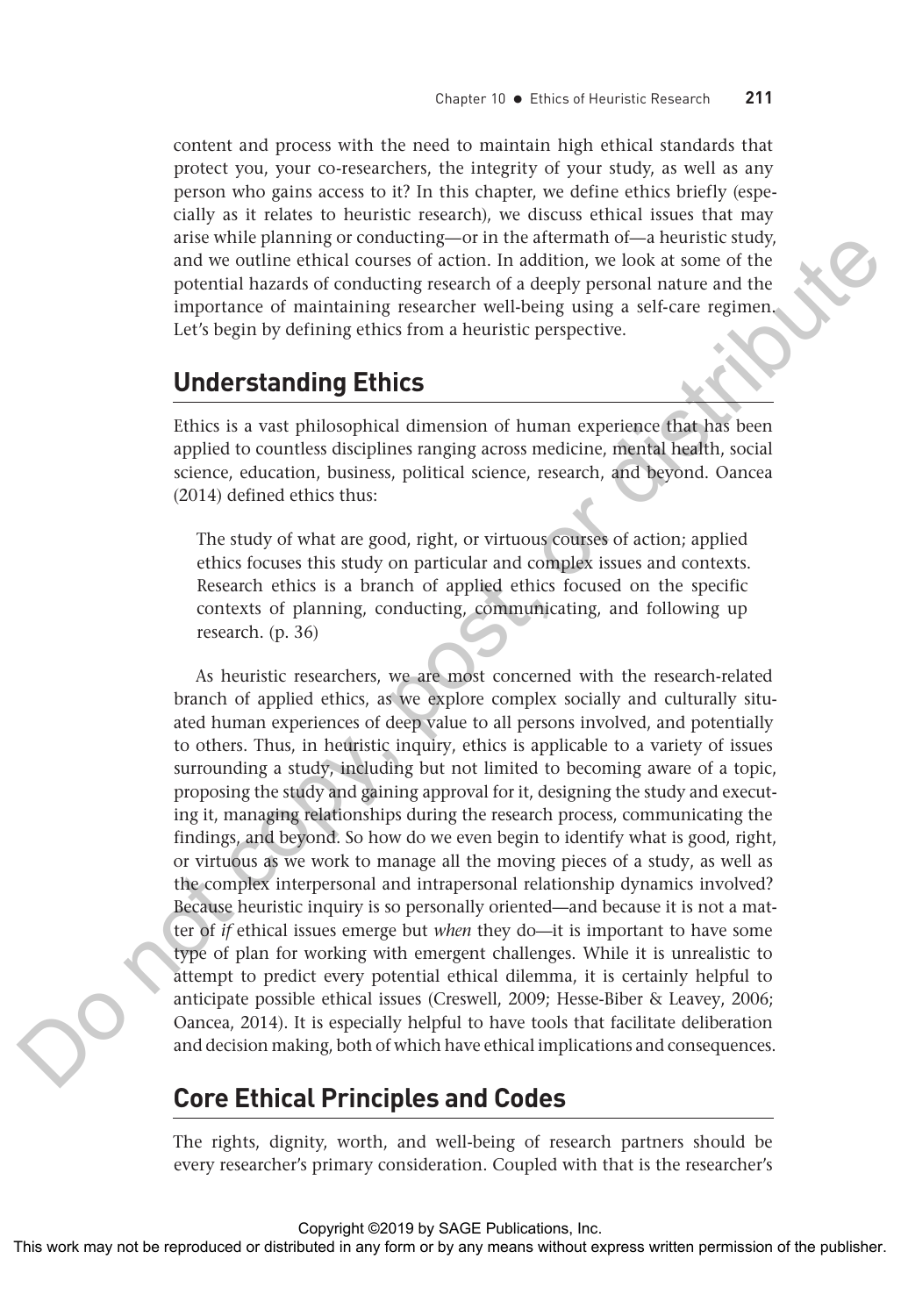content and process with the need to maintain high ethical standards that protect you, your co-researchers, the integrity of your study, as well as any person who gains access to it? In this chapter, we define ethics briefly (especially as it relates to heuristic research), we discuss ethical issues that may arise while planning or conducting—or in the aftermath of—a heuristic study, and we outline ethical courses of action. In addition, we look at some of the potential hazards of conducting research of a deeply personal nature and the importance of maintaining researcher well-being using a self-care regimen. Let's begin by defining ethics from a heuristic perspective.

## Understanding Ethics

Ethics is a vast philosophical dimension of human experience that has been applied to countless disciplines ranging across medicine, mental health, social science, education, business, political science, research, and beyond. Oancea (2014) defined ethics thus:

> The study of what are good, right, or virtuous courses of action; applied ethics focuses this study on particular and complex issues and contexts. Research ethics is a branch of applied ethics focused on the specific contexts of planning, conducting, communicating, and following up research. (p. 36)

As heuristic researchers, we are most concerned with the research-related branch of applied ethics, as we explore complex socially and culturally situated human experiences of deep value to all persons involved, and potentially to others. Thus, in heuristic inquiry, ethics is applicable to a variety of issues surrounding a study, including but not limited to becoming aware of a topic, proposing the study and gaining approval for it, designing the study and executing it, managing relationships during the research process, communicating the findings, and beyond. So how do we even begin to identify what is good, right, or virtuous as we work to manage all the moving pieces of a study, as well as the complex interpersonal and intrapersonal relationship dynamics involved? Because heuristic inquiry is so personally oriented—and because it is not a matter of *if* ethical issues emerge but *when* they do—it is important to have some type of plan for working with emergent challenges. While it is unrealistic to attempt to predict every potential ethical dilemma, it is certainly helpful to anticipate possible ethical issues (Creswell, 2009; Hesse-Biber & Leavey, 2006; Oancea, 2014). It is especially helpful to have tools that facilitate deliberation and decision making, both of which have ethical implications and consequences.

## Core Ethical Principles and Codes

The rights, dignity, worth, and well-being of research partners should be every researcher's primary consideration. Coupled with that is the researcher's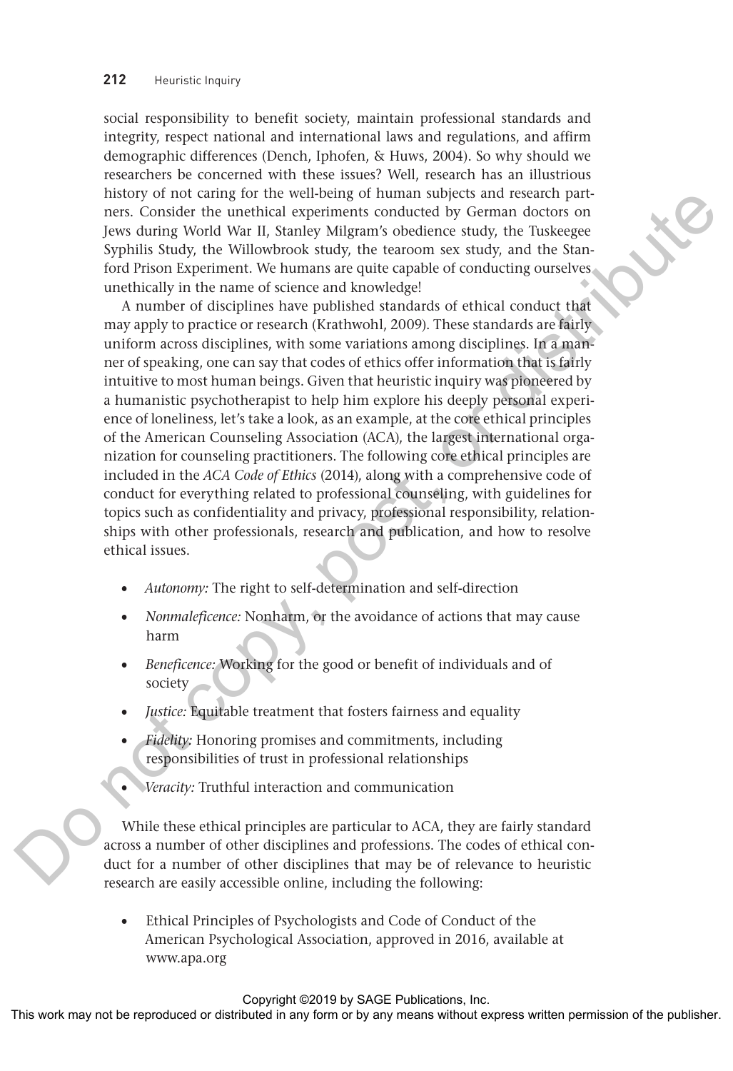social responsibility to benefit society, maintain professional standards and integrity, respect national and international laws and regulations, and affirm demographic differences (Dench, Iphofen, & Huws, 2004). So why should we researchers be concerned with these issues? Well, research has an illustrious history of not caring for the well-being of human subjects and research partners. Consider the unethical experiments conducted by German doctors on Jews during World War II, Stanley Milgram's obedience study, the Tuskeegee Syphilis Study, the Willowbrook study, the tearoom sex study, and the Stanford Prison Experiment. We humans are quite capable of conducting ourselves unethically in the name of science and knowledge!

A number of disciplines have published standards of ethical conduct that may apply to practice or research (Krathwohl, 2009). These standards are fairly uniform across disciplines, with some variations among disciplines. In a manner of speaking, one can say that codes of ethics offer information that is fairly intuitive to most human beings. Given that heuristic inquiry was pioneered by a humanistic psychotherapist to help him explore his deeply personal experience of loneliness, let's take a look, as an example, at the core ethical principles of the American Counseling Association (ACA), the largest international organization for counseling practitioners. The following core ethical principles are included in the *ACA Code of Ethics* (2014), along with a comprehensive code of conduct for everything related to professional counseling, with guidelines for topics such as confidentiality and privacy, professional responsibility, relationships with other professionals, research and publication, and how to resolve ethical issues.

- *Autonomy:* The right to self-determination and self-direction
- *Nonmaleficence:* Nonharm, or the avoidance of actions that may cause harm
- *Beneficence:* Working for the good or benefit of individuals and of society
- *Justice:* Equitable treatment that fosters fairness and equality
- *Fidelity:* Honoring promises and commitments, including responsibilities of trust in professional relationships
- *Veracity:* Truthful interaction and communication

While these ethical principles are particular to ACA, they are fairly standard across a number of other disciplines and professions. The codes of ethical conduct for a number of other disciplines that may be of relevance to heuristic research are easily accessible online, including the following:

- Ethical Principles of Psychologists and Code of Conduct of the American Psychological Association, approved in 2016, available at www.apa.org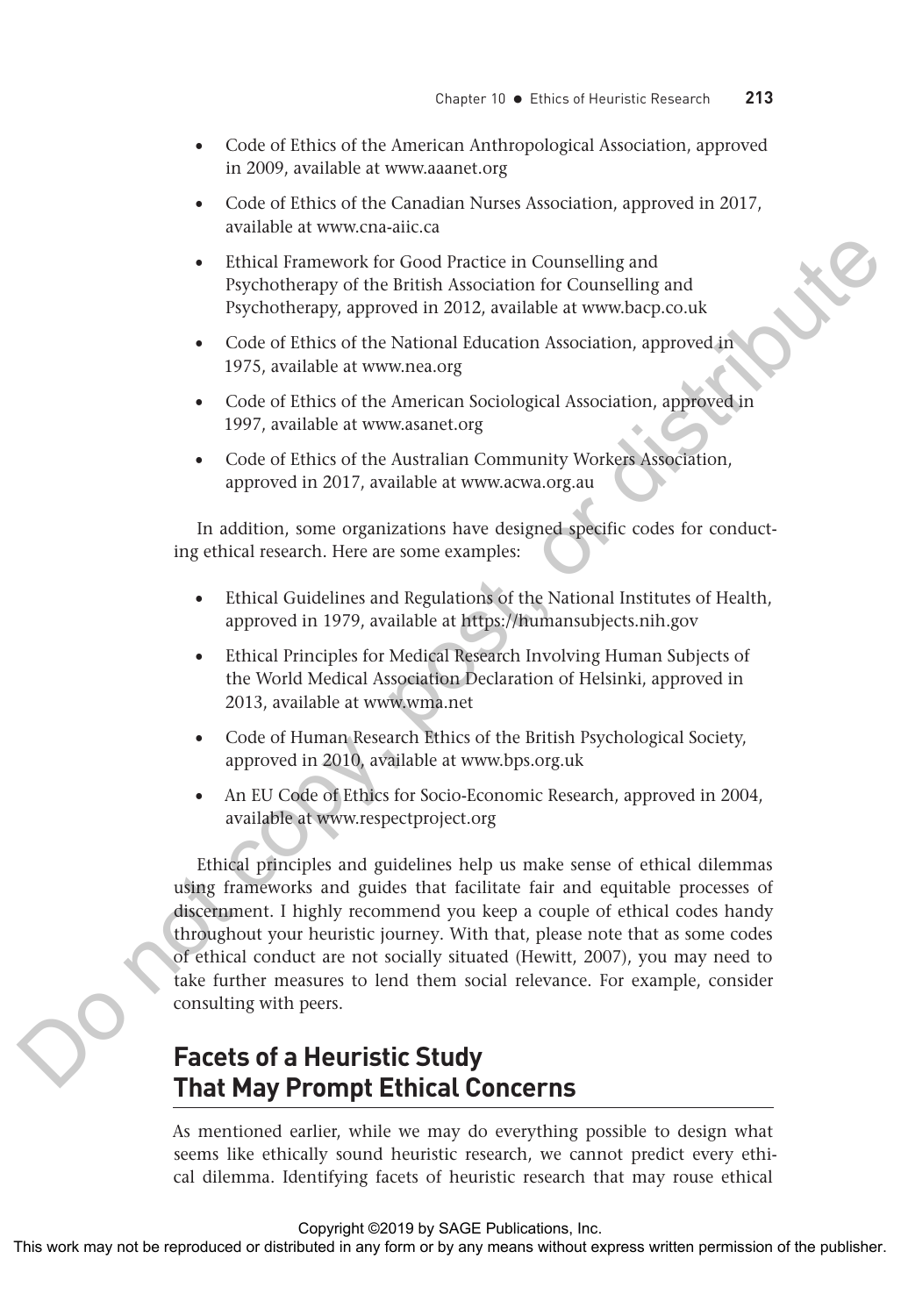- Code of Ethics of the American Anthropological Association, approved in 2009, available at www.aaanet.org
- Code of Ethics of the Canadian Nurses Association, approved in 2017, available at www.cna-aiic.ca
- Ethical Framework for Good Practice in Counselling and Psychotherapy of the British Association for Counselling and Psychotherapy, approved in 2012, available at www.bacp.co.uk
- Code of Ethics of the National Education Association, approved in 1975, available at www.nea.org
- Code of Ethics of the American Sociological Association, approved in 1997, available at www.asanet.org
- Code of Ethics of the Australian Community Workers Association, approved in 2017, available at www.acwa.org.au

In addition, some organizations have designed specific codes for conducting ethical research. Here are some examples:

- Ethical Guidelines and Regulations of the National Institutes of Health, approved in 1979, available at https://humansubjects.nih.gov
- Ethical Principles for Medical Research Involving Human Subjects of the World Medical Association Declaration of Helsinki, approved in 2013, available at www.wma.net
- Code of Human Research Ethics of the British Psychological Society, approved in 2010, available at www.bps.org.uk
- An EU Code of Ethics for Socio-Economic Research, approved in 2004, available at www.respectproject.org

Ethical principles and guidelines help us make sense of ethical dilemmas using frameworks and guides that facilitate fair and equitable processes of discernment. I highly recommend you keep a couple of ethical codes handy throughout your heuristic journey. With that, please note that as some codes of ethical conduct are not socially situated (Hewitt, 2007), you may need to take further measures to lend them social relevance. For example, consider consulting with peers.

## Facets of a Heuristic Study That May Prompt Ethical Concerns

As mentioned earlier, while we may do everything possible to design what seems like ethically sound heuristic research, we cannot predict every ethical dilemma. Identifying facets of heuristic research that may rouse ethical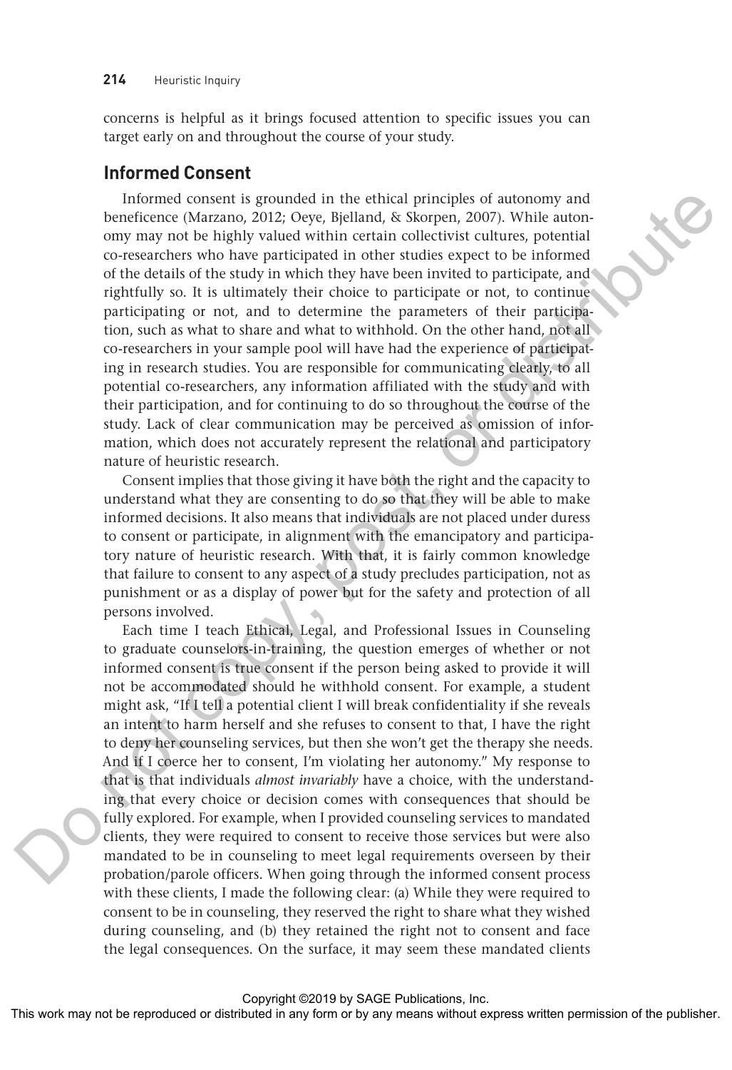concerns is helpful as it brings focused attention to specific issues you can target early on and throughout the course of your study.

## Informed Consent

Informed consent is grounded in the ethical principles of autonomy and beneficence (Marzano, 2012; Oeye, Bjelland, & Skorpen, 2007). While autonomy may not be highly valued within certain collectivist cultures, potential co-researchers who have participated in other studies expect to be informed of the details of the study in which they have been invited to participate, and rightfully so. It is ultimately their choice to participate or not, to continue participating or not, and to determine the parameters of their participation, such as what to share and what to withhold. On the other hand, not all co-researchers in your sample pool will have had the experience of participating in research studies. You are responsible for communicating clearly, to all potential co-researchers, any information affiliated with the study and with their participation, and for continuing to do so throughout the course of the study. Lack of clear communication may be perceived as omission of information, which does not accurately represent the relational and participatory nature of heuristic research.

Consent implies that those giving it have both the right and the capacity to understand what they are consenting to do so that they will be able to make informed decisions. It also means that individuals are not placed under duress to consent or participate, in alignment with the emancipatory and participatory nature of heuristic research. With that, it is fairly common knowledge that failure to consent to any aspect of a study precludes participation, not as punishment or as a display of power but for the safety and protection of all persons involved.

Each time I teach Ethical, Legal, and Professional Issues in Counseling to graduate counselors-in-training, the question emerges of whether or not informed consent is true consent if the person being asked to provide it will not be accommodated should he withhold consent. For example, a student might ask, "If I tell a potential client I will break confidentiality if she reveals an intent to harm herself and she refuses to consent to that, I have the right to deny her counseling services, but then she won't get the therapy she needs. And if I coerce her to consent, I'm violating her autonomy." My response to that is that individuals *almost invariably* have a choice, with the understanding that every choice or decision comes with consequences that should be fully explored. For example, when I provided counseling services to mandated clients, they were required to consent to receive those services but were also mandated to be in counseling to meet legal requirements overseen by their probation/parole officers. When going through the informed consent process with these clients, I made the following clear: (a) While they were required to consent to be in counseling, they reserved the right to share what they wished during counseling, and (b) they retained the right not to consent and face the legal consequences. On the surface, it may seem these mandated clients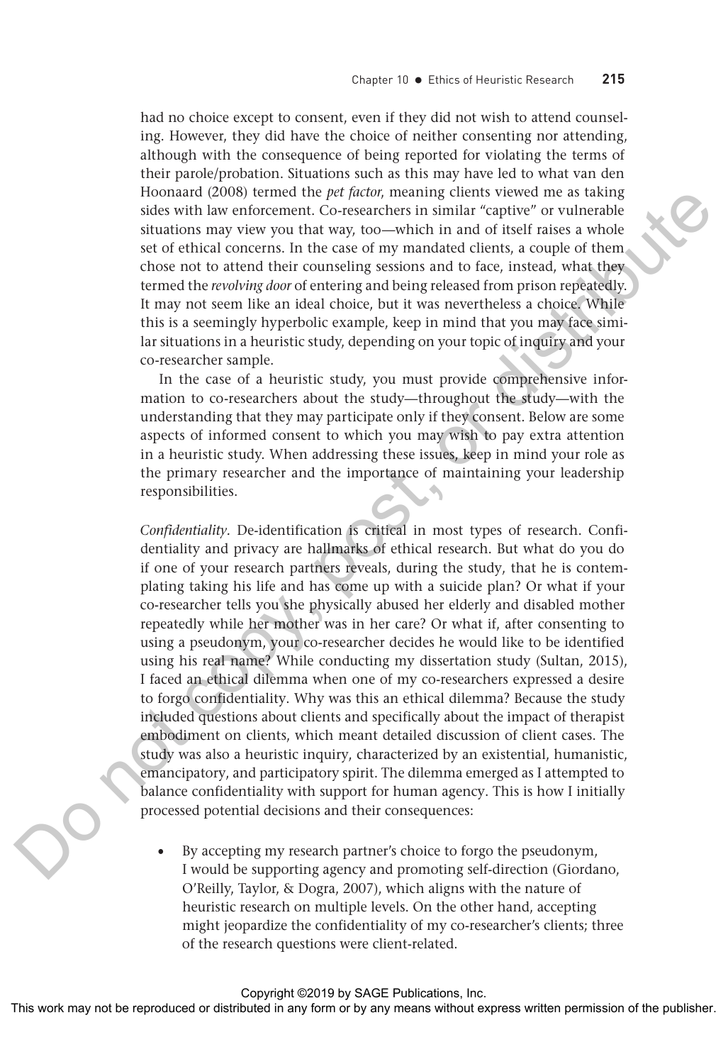had no choice except to consent, even if they did not wish to attend counseling. However, they did have the choice of neither consenting nor attending, although with the consequence of being reported for violating the terms of their parole/probation. Situations such as this may have led to what van den Hoonaard (2008) termed the *pet factor*, meaning clients viewed me as taking sides with law enforcement. Co-researchers in similar "captive" or vulnerable situations may view you that way, too—which in and of itself raises a whole set of ethical concerns. In the case of my mandated clients, a couple of them chose not to attend their counseling sessions and to face, instead, what they termed the *revolving door* of entering and being released from prison repeatedly. It may not seem like an ideal choice, but it was nevertheless a choice. While this is a seemingly hyperbolic example, keep in mind that you may face similar situations in a heuristic study, depending on your topic of inquiry and your co-researcher sample.

In the case of a heuristic study, you must provide comprehensive information to co-researchers about the study—throughout the study—with the understanding that they may participate only if they consent. Below are some aspects of informed consent to which you may wish to pay extra attention in a heuristic study. When addressing these issues, keep in mind your role as the primary researcher and the importance of maintaining your leadership responsibilities.

*Confidentiality*. De-identification is critical in most types of research. Confidentiality and privacy are hallmarks of ethical research. But what do you do if one of your research partners reveals, during the study, that he is contemplating taking his life and has come up with a suicide plan? Or what if your co-researcher tells you she physically abused her elderly and disabled mother repeatedly while her mother was in her care? Or what if, after consenting to using a pseudonym, your co-researcher decides he would like to be identified using his real name? While conducting my dissertation study (Sultan, 2015), I faced an ethical dilemma when one of my co-researchers expressed a desire to forgo confidentiality. Why was this an ethical dilemma? Because the study included questions about clients and specifically about the impact of therapist embodiment on clients, which meant detailed discussion of client cases. The study was also a heuristic inquiry, characterized by an existential, humanistic, emancipatory, and participatory spirit. The dilemma emerged as I attempted to balance confidentiality with support for human agency. This is how I initially processed potential decisions and their consequences:

- By accepting my research partner's choice to forgo the pseudonym, I would be supporting agency and promoting self-direction (Giordano, O'Reilly, Taylor, & Dogra, 2007), which aligns with the nature of heuristic research on multiple levels. On the other hand, accepting might jeopardize the confidentiality of my co-researcher's clients; three of the research questions were client-related.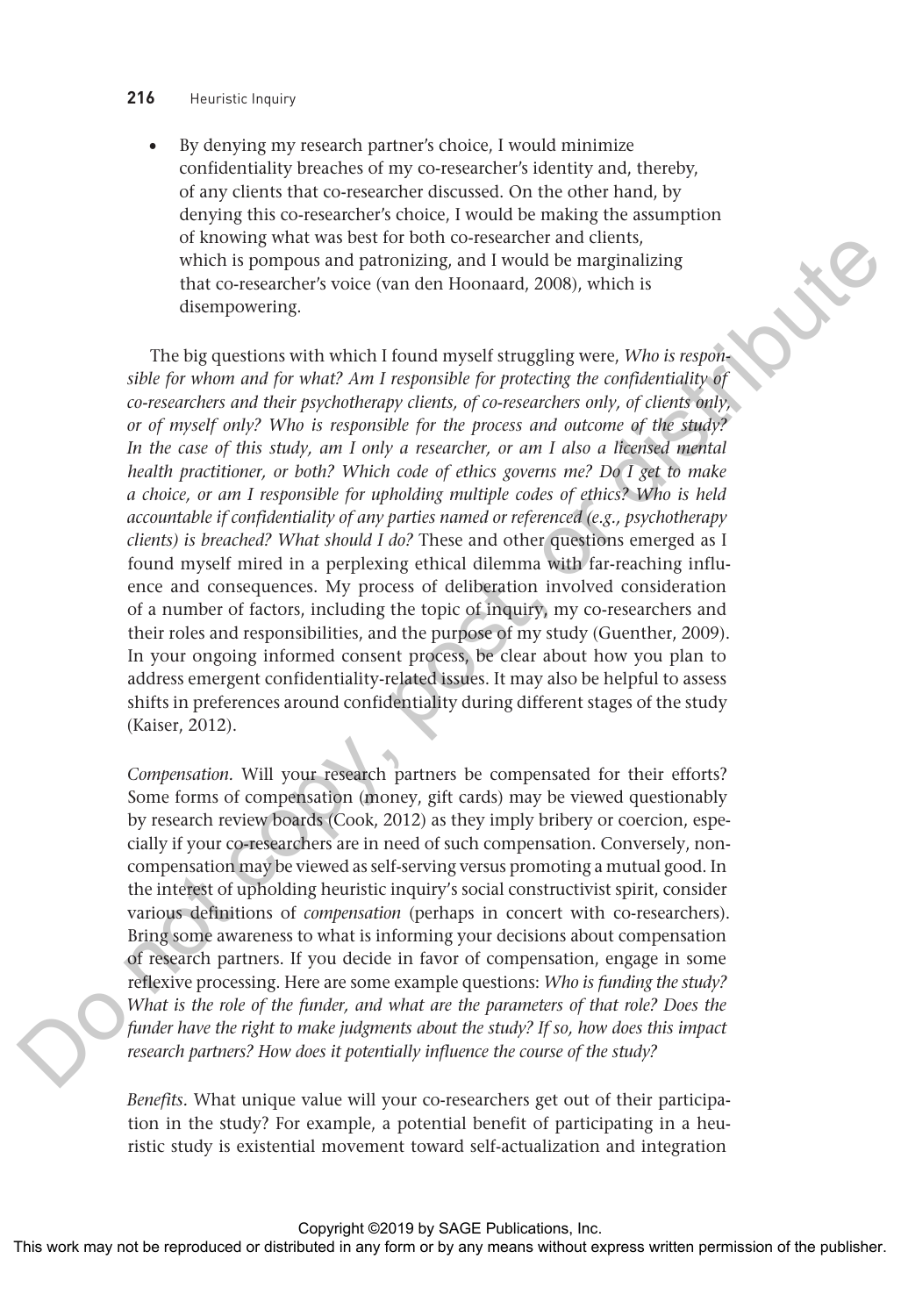- By denying my research partner's choice, I would minimize confidentiality breaches of my co-researcher's identity and, thereby, of any clients that co-researcher discussed. On the other hand, by denying this co-researcher's choice, I would be making the assumption of knowing what was best for both co-researcher and clients, which is pompous and patronizing, and I would be marginalizing that co-researcher's voice (van den Hoonaard, 2008), which is disempowering.

The big questions with which I found myself struggling were, *Who is responsible for whom and for what? Am I responsible for protecting the confidentiality of co-researchers and their psychotherapy clients, of co-researchers only, of clients only, or of myself only? Who is responsible for the process and outcome of the study? In the case of this study, am I only a researcher, or am I also a licensed mental health practitioner, or both? Which code of ethics governs me? Do I get to make a choice, or am I responsible for upholding multiple codes of ethics? Who is held accountable if confidentiality of any parties named or referenced (e.g., psychotherapy clients) is breached? What should I do?* These and other questions emerged as I found myself mired in a perplexing ethical dilemma with far-reaching influence and consequences. My process of deliberation involved consideration of a number of factors, including the topic of inquiry, my co-researchers and their roles and responsibilities, and the purpose of my study (Guenther, 2009). In your ongoing informed consent process, be clear about how you plan to address emergent confidentiality-related issues. It may also be helpful to assess shifts in preferences around confidentiality during different stages of the study (Kaiser, 2012).

*Compensation*. Will your research partners be compensated for their efforts? Some forms of compensation (money, gift cards) may be viewed questionably by research review boards (Cook, 2012) as they imply bribery or coercion, especially if your co-researchers are in need of such compensation. Conversely, non-compensation may be viewed as self-serving versus promoting a mutual good. In the interest of upholding heuristic inquiry's social constructivist spirit, consider various definitions of *compensation* (perhaps in concert with co-researchers). Bring some awareness to what is informing your decisions about compensation of research partners. If you decide in favor of compensation, engage in some reflexive processing. Here are some example questions: *Who is funding the study? What is the role of the funder, and what are the parameters of that role? Does the funder have the right to make judgments about the study? If so, how does this impact research partners? How does it potentially influence the course of the study?*

*Benefits*. What unique value will your co-researchers get out of their participation in the study? For example, a potential benefit of participating in a heuristic study is existential movement toward self-actualization and integration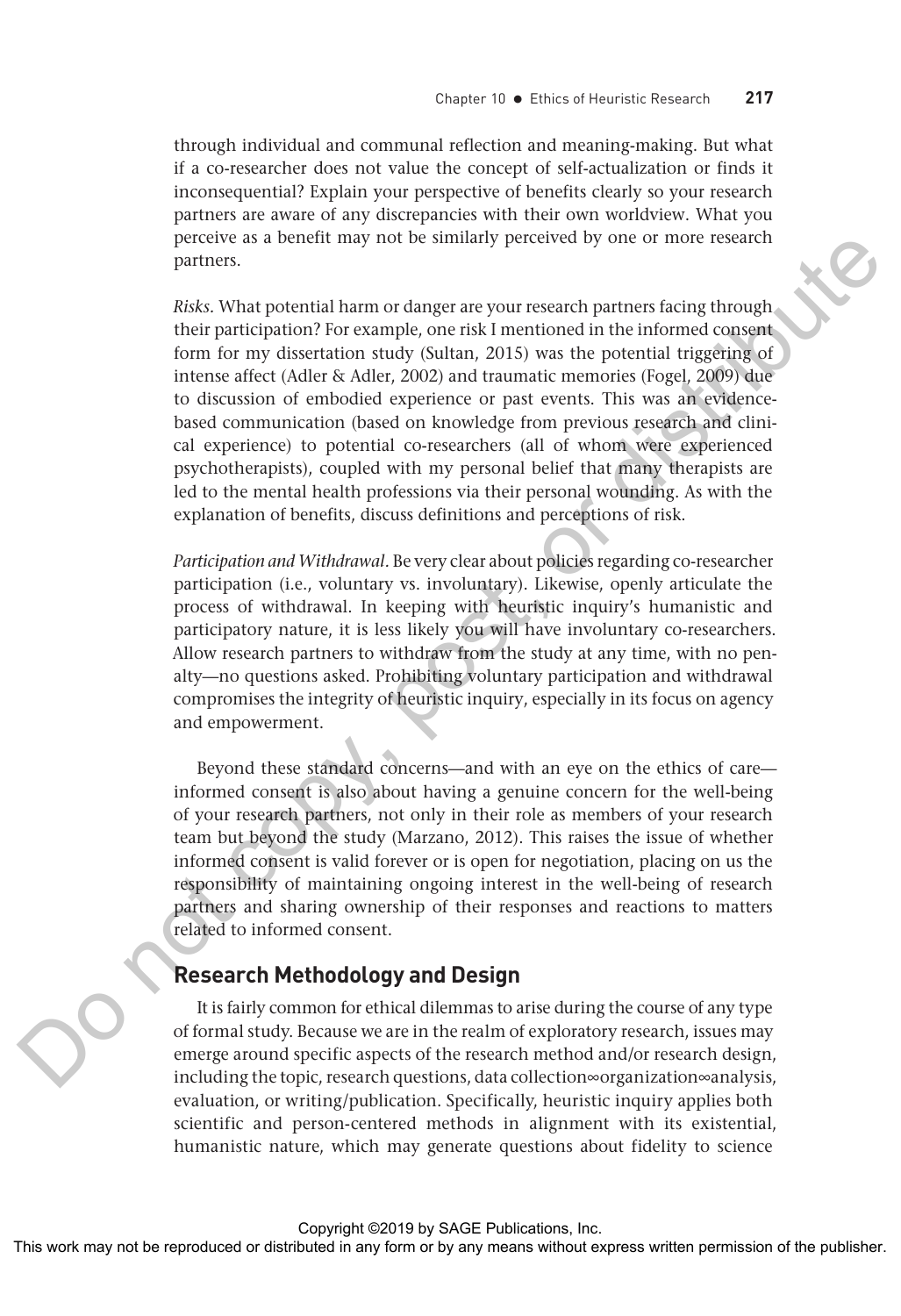through individual and communal reflection and meaning-making. But what if a co-researcher does not value the concept of self-actualization or finds it inconsequential? Explain your perspective of benefits clearly so your research partners are aware of any discrepancies with their own worldview. What you perceive as a benefit may not be similarly perceived by one or more research partners.

*Risks*. What potential harm or danger are your research partners facing through their participation? For example, one risk I mentioned in the informed consent form for my dissertation study (Sultan, 2015) was the potential triggering of intense affect (Adler & Adler, 2002) and traumatic memories (Fogel, 2009) due to discussion of embodied experience or past events. This was an evidence-based communication (based on knowledge from previous research and clinical experience) to potential co-researchers (all of whom were experienced psychotherapists), coupled with my personal belief that many therapists are led to the mental health professions via their personal wounding. As with the explanation of benefits, discuss definitions and perceptions of risk.

*Participation and Withdrawal*. Be very clear about policies regarding co-researcher participation (i.e., voluntary vs. involuntary). Likewise, openly articulate the process of withdrawal. In keeping with heuristic inquiry's humanistic and participatory nature, it is less likely you will have involuntary co-researchers. Allow research partners to withdraw from the study at any time, with no penalty—no questions asked. Prohibiting voluntary participation and withdrawal compromises the integrity of heuristic inquiry, especially in its focus on agency and empowerment.

Beyond these standard concerns—and with an eye on the ethics of care—informed consent is also about having a genuine concern for the well-being of your research partners, not only in their role as members of your research team but beyond the study (Marzano, 2012). This raises the issue of whether informed consent is valid forever or is open for negotiation, placing on us the responsibility of maintaining ongoing interest in the well-being of research partners and sharing ownership of their responses and reactions to matters related to informed consent.

## Research Methodology and Design

It is fairly common for ethical dilemmas to arise during the course of any type of formal study. Because we are in the realm of exploratory research, issues may emerge around specific aspects of the research method and/or research design, including the topic, research questions, data collection∞organization∞analysis, evaluation, or writing/publication. Specifically, heuristic inquiry applies both scientific and person-centered methods in alignment with its existential, humanistic nature, which may generate questions about fidelity to science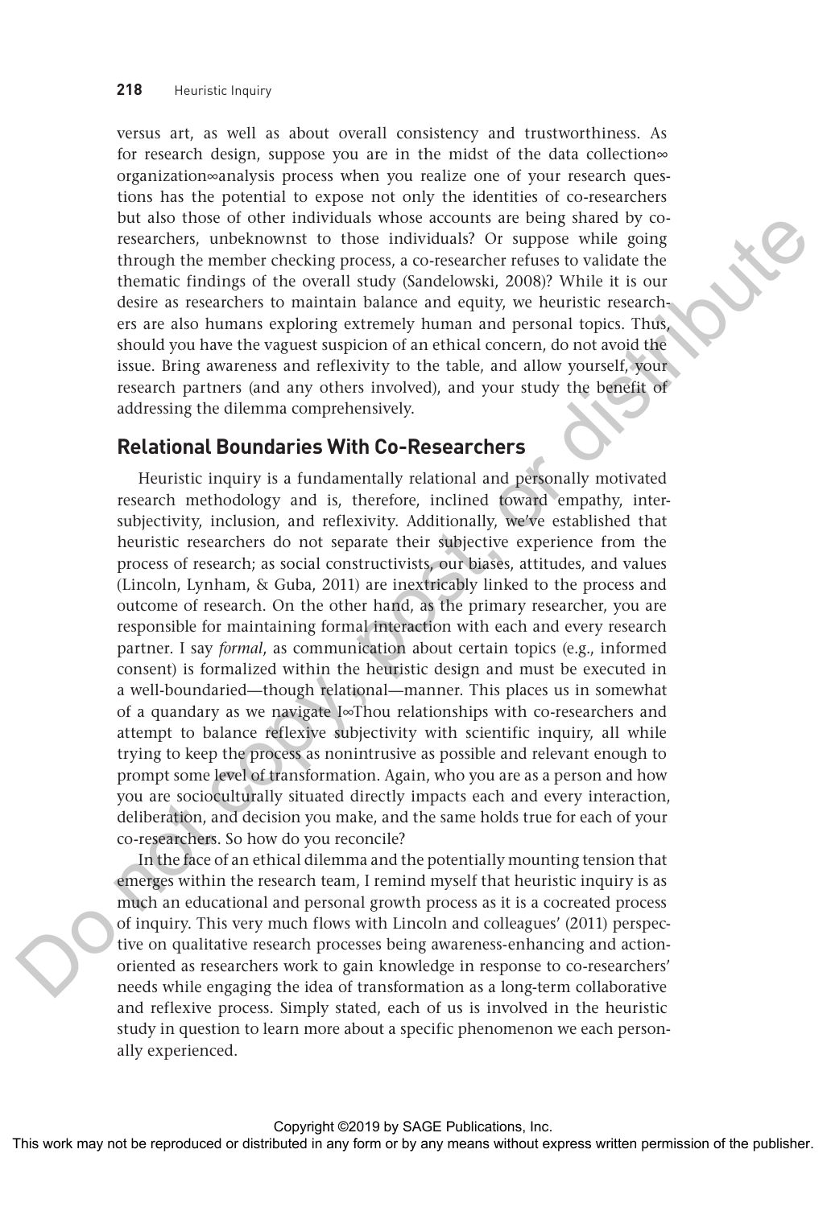versus art, as well as about overall consistency and trustworthiness. As for research design, suppose you are in the midst of the data collection∞organization∞analysis process when you realize one of your research questions has the potential to expose not only the identities of co-researchers but also those of other individuals whose accounts are being shared by co-researchers, unbeknownst to those individuals? Or suppose while going through the member checking process, a co-researcher refuses to validate the thematic findings of the overall study (Sandelowski, 2008)? While it is our desire as researchers to maintain balance and equity, we heuristic researchers are also humans exploring extremely human and personal topics. Thus, should you have the vaguest suspicion of an ethical concern, do not avoid the issue. Bring awareness and reflexivity to the table, and allow yourself, your research partners (and any others involved), and your study the benefit of addressing the dilemma comprehensively.

## Relational Boundaries With Co-Researchers

Heuristic inquiry is a fundamentally relational and personally motivated research methodology and is, therefore, inclined toward empathy, intersubjectivity, inclusion, and reflexivity. Additionally, we've established that heuristic researchers do not separate their subjective experience from the process of research; as social constructivists, our biases, attitudes, and values (Lincoln, Lynham, & Guba, 2011) are inextricably linked to the process and outcome of research. On the other hand, as the primary researcher, you are responsible for maintaining formal interaction with each and every research partner. I say *formal*, as communication about certain topics (e.g., informed consent) is formalized within the heuristic design and must be executed in a well-boundaried—though relational—manner. This places us in somewhat of a quandary as we navigate I∞Thou relationships with co-researchers and attempt to balance reflexive subjectivity with scientific inquiry, all while trying to keep the process as nonintrusive as possible and relevant enough to prompt some level of transformation. Again, who you are as a person and how you are socioculturally situated directly impacts each and every interaction, deliberation, and decision you make, and the same holds true for each of your co-researchers. So how do you reconcile?

In the face of an ethical dilemma and the potentially mounting tension that emerges within the research team, I remind myself that heuristic inquiry is as much an educational and personal growth process as it is a cocreated process of inquiry. This very much flows with Lincoln and colleagues' (2011) perspective on qualitative research processes being awareness-enhancing and action-oriented as researchers work to gain knowledge in response to co-researchers' needs while engaging the idea of transformation as a long-term collaborative and reflexive process. Simply stated, each of us is involved in the heuristic study in question to learn more about a specific phenomenon we each personally experienced.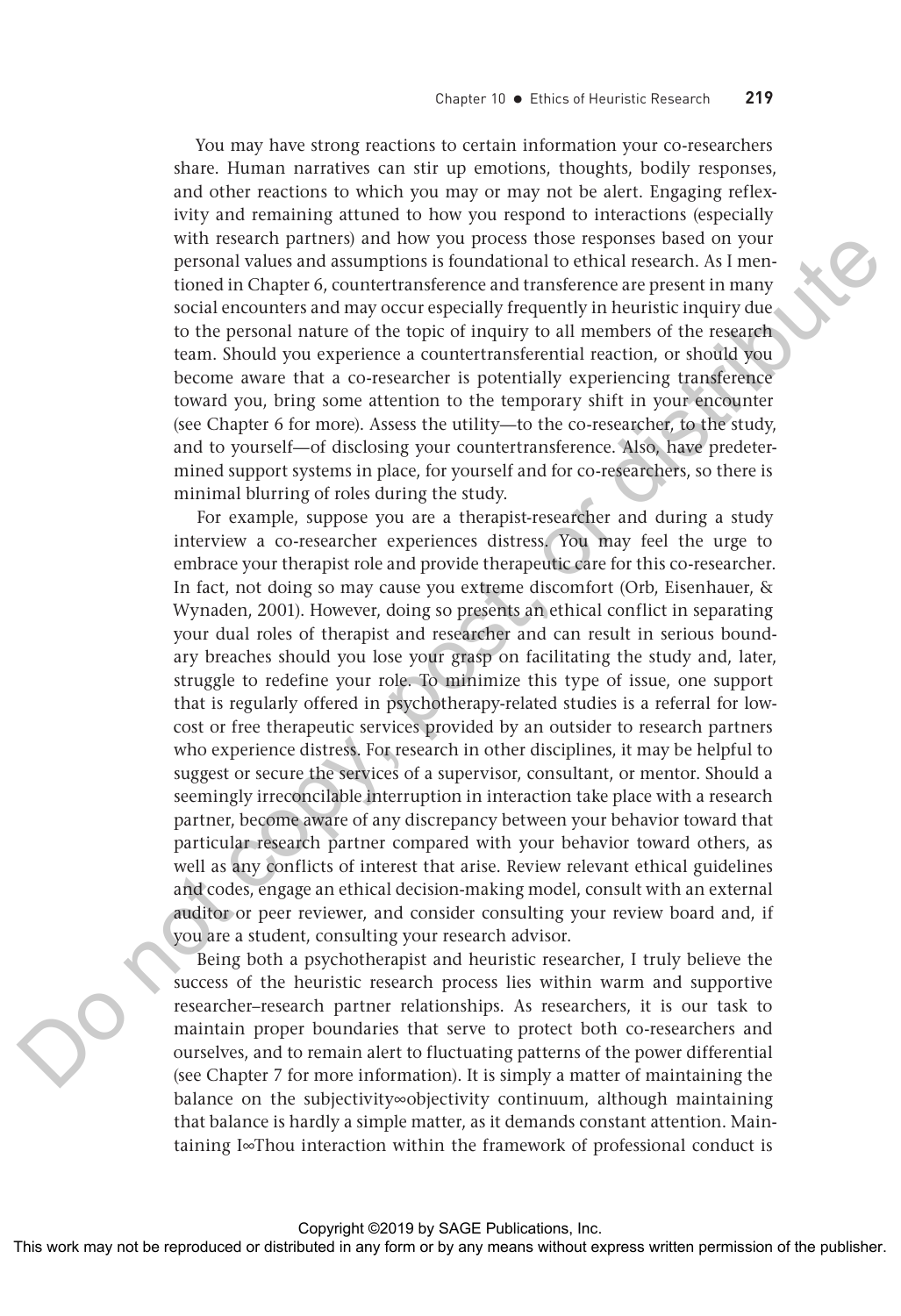You may have strong reactions to certain information your co-researchers share. Human narratives can stir up emotions, thoughts, bodily responses, and other reactions to which you may or may not be alert. Engaging reflexivity and remaining attuned to how you respond to interactions (especially with research partners) and how you process those responses based on your personal values and assumptions is foundational to ethical research. As I mentioned in Chapter 6, countertransference and transference are present in many social encounters and may occur especially frequently in heuristic inquiry due to the personal nature of the topic of inquiry to all members of the research team. Should you experience a countertransferential reaction, or should you become aware that a co-researcher is potentially experiencing transference toward you, bring some attention to the temporary shift in your encounter (see Chapter 6 for more). Assess the utility—to the co-researcher, to the study, and to yourself—of disclosing your countertransference. Also, have predetermined support systems in place, for yourself and for co-researchers, so there is minimal blurring of roles during the study.

For example, suppose you are a therapist-researcher and during a study interview a co-researcher experiences distress. You may feel the urge to embrace your therapist role and provide therapeutic care for this co-researcher. In fact, not doing so may cause you extreme discomfort (Orb, Eisenhauer, & Wynaden, 2001). However, doing so presents an ethical conflict in separating your dual roles of therapist and researcher and can result in serious boundary breaches should you lose your grasp on facilitating the study and, later, struggle to redefine your role. To minimize this type of issue, one support that is regularly offered in psychotherapy-related studies is a referral for low-cost or free therapeutic services provided by an outsider to research partners who experience distress. For research in other disciplines, it may be helpful to suggest or secure the services of a supervisor, consultant, or mentor. Should a seemingly irreconcilable interruption in interaction take place with a research partner, become aware of any discrepancy between your behavior toward that particular research partner compared with your behavior toward others, as well as any conflicts of interest that arise. Review relevant ethical guidelines and codes, engage an ethical decision-making model, consult with an external auditor or peer reviewer, and consider consulting your review board and, if you are a student, consulting your research advisor.

Being both a psychotherapist and heuristic researcher, I truly believe the success of the heuristic research process lies within warm and supportive researcher–research partner relationships. As researchers, it is our task to maintain proper boundaries that serve to protect both co-researchers and ourselves, and to remain alert to fluctuating patterns of the power differential (see Chapter 7 for more information). It is simply a matter of maintaining the balance on the subjectivity∞objectivity continuum, although maintaining that balance is hardly a simple matter, as it demands constant attention. Maintaining I∞Thou interaction within the framework of professional conduct is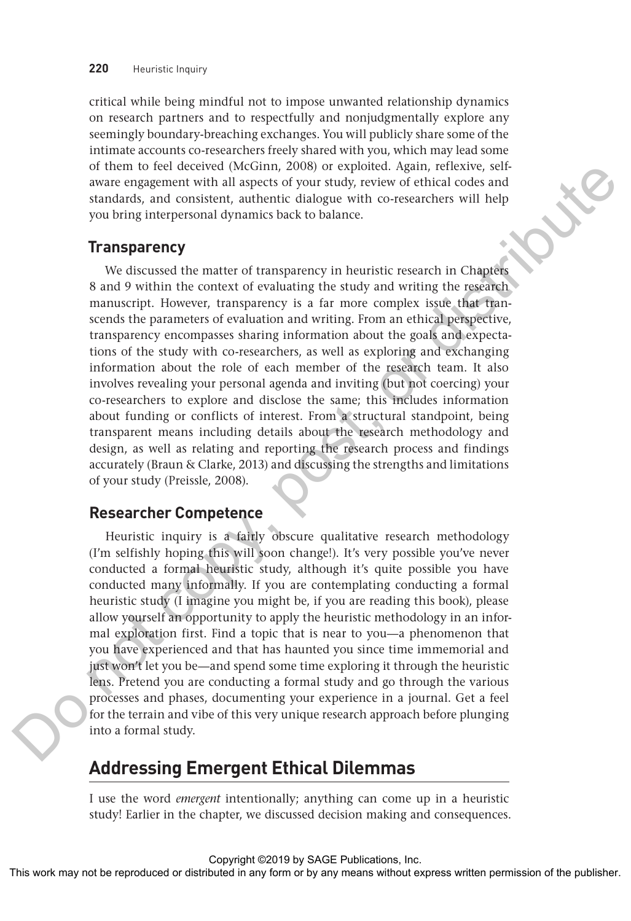critical while being mindful not to impose unwanted relationship dynamics on research partners and to respectfully and nonjudgmentally explore any seemingly boundary-breaching exchanges. You will publicly share some of the intimate accounts co-researchers freely shared with you, which may lead some of them to feel deceived (McGinn, 2008) or exploited. Again, reflexive, self-aware engagement with all aspects of your study, review of ethical codes and standards, and consistent, authentic dialogue with co-researchers will help you bring interpersonal dynamics back to balance.

### Transparency

We discussed the matter of transparency in heuristic research in Chapters 8 and 9 within the context of evaluating the study and writing the research manuscript. However, transparency is a far more complex issue that transcends the parameters of evaluation and writing. From an ethical perspective, transparency encompasses sharing information about the goals and expectations of the study with co-researchers, as well as exploring and exchanging information about the role of each member of the research team. It also involves revealing your personal agenda and inviting (but not coercing) your co-researchers to explore and disclose the same; this includes information about funding or conflicts of interest. From a structural standpoint, being transparent means including details about the research methodology and design, as well as relating and reporting the research process and findings accurately (Braun & Clarke, 2013) and discussing the strengths and limitations of your study (Preissle, 2008).

### Researcher Competence

Heuristic inquiry is a fairly obscure qualitative research methodology (I'm selfishly hoping this will soon change!). It's very possible you've never conducted a formal heuristic study, although it's quite possible you have conducted many informally. If you are contemplating conducting a formal heuristic study (I imagine you might be, if you are reading this book), please allow yourself an opportunity to apply the heuristic methodology in an informal exploration first. Find a topic that is near to you—a phenomenon that you have experienced and that has haunted you since time immemorial and just won't let you be—and spend some time exploring it through the heuristic lens. Pretend you are conducting a formal study and go through the various processes and phases, documenting your experience in a journal. Get a feel for the terrain and vibe of this very unique research approach before plunging into a formal study.

## Addressing Emergent Ethical Dilemmas

I use the word *emergent* intentionally; anything can come up in a heuristic study! Earlier in the chapter, we discussed decision making and consequences.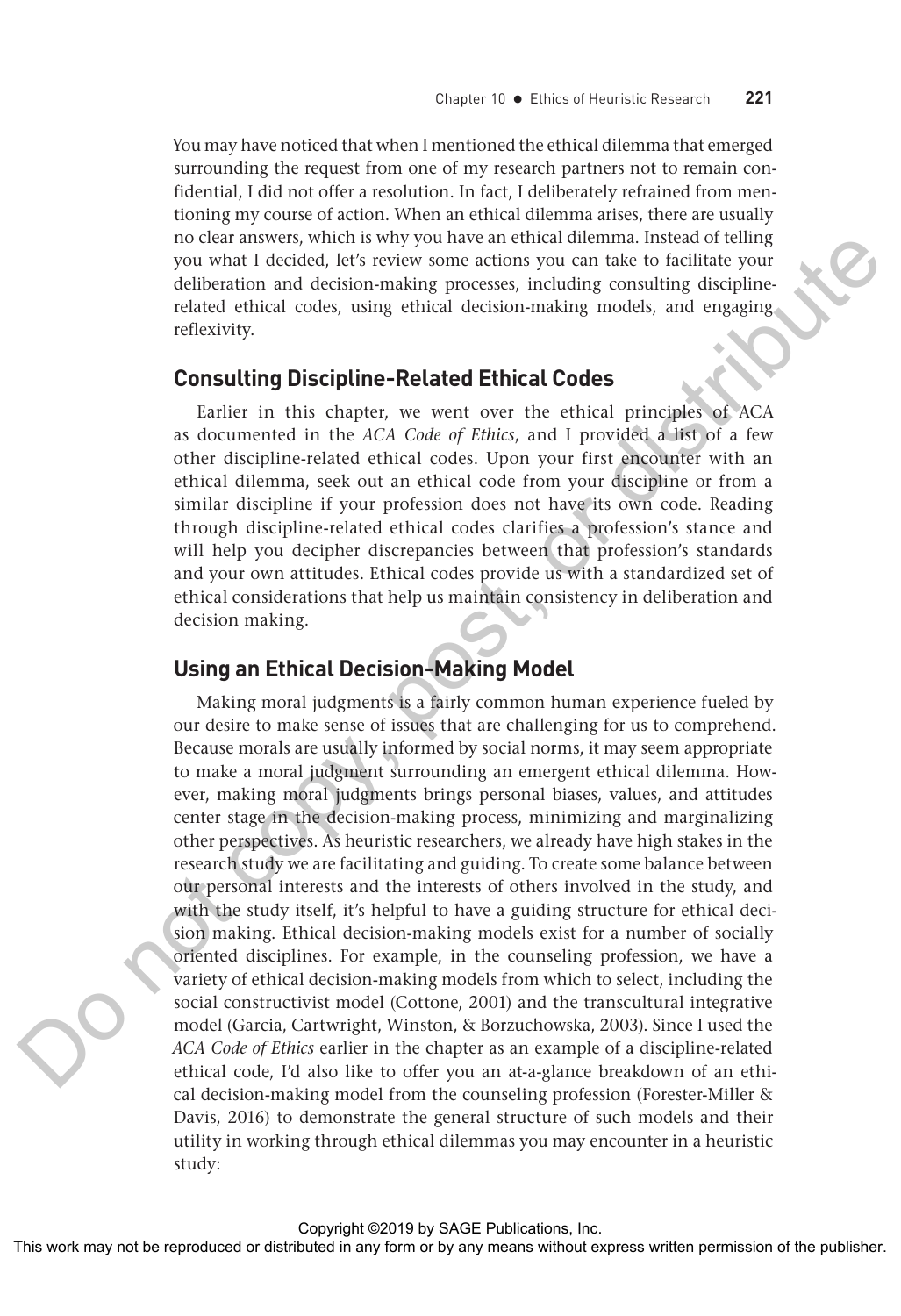You may have noticed that when I mentioned the ethical dilemma that emerged surrounding the request from one of my research partners not to remain confidential, I did not offer a resolution. In fact, I deliberately refrained from mentioning my course of action. When an ethical dilemma arises, there are usually no clear answers, which is why you have an ethical dilemma. Instead of telling you what I decided, let's review some actions you can take to facilitate your deliberation and decision-making processes, including consulting discipline-related ethical codes, using ethical decision-making models, and engaging reflexivity.

## Consulting Discipline-Related Ethical Codes

Earlier in this chapter, we went over the ethical principles of ACA as documented in the *ACA Code of Ethics*, and I provided a list of a few other discipline-related ethical codes. Upon your first encounter with an ethical dilemma, seek out an ethical code from your discipline or from a similar discipline if your profession does not have its own code. Reading through discipline-related ethical codes clarifies a profession's stance and will help you decipher discrepancies between that profession's standards and your own attitudes. Ethical codes provide us with a standardized set of ethical considerations that help us maintain consistency in deliberation and decision making.

## Using an Ethical Decision-Making Model

Making moral judgments is a fairly common human experience fueled by our desire to make sense of issues that are challenging for us to comprehend. Because morals are usually informed by social norms, it may seem appropriate to make a moral judgment surrounding an emergent ethical dilemma. However, making moral judgments brings personal biases, values, and attitudes center stage in the decision-making process, minimizing and marginalizing other perspectives. As heuristic researchers, we already have high stakes in the research study we are facilitating and guiding. To create some balance between our personal interests and the interests of others involved in the study, and with the study itself, it's helpful to have a guiding structure for ethical decision making. Ethical decision-making models exist for a number of socially oriented disciplines. For example, in the counseling profession, we have a variety of ethical decision-making models from which to select, including the social constructivist model (Cottone, 2001) and the transcultural integrative model (Garcia, Cartwright, Winston, & Borzuchowska, 2003). Since I used the *ACA Code of Ethics* earlier in the chapter as an example of a discipline-related ethical code, I'd also like to offer you an at-a-glance breakdown of an ethical decision-making model from the counseling profession (Forester-Miller & Davis, 2016) to demonstrate the general structure of such models and their utility in working through ethical dilemmas you may encounter in a heuristic study: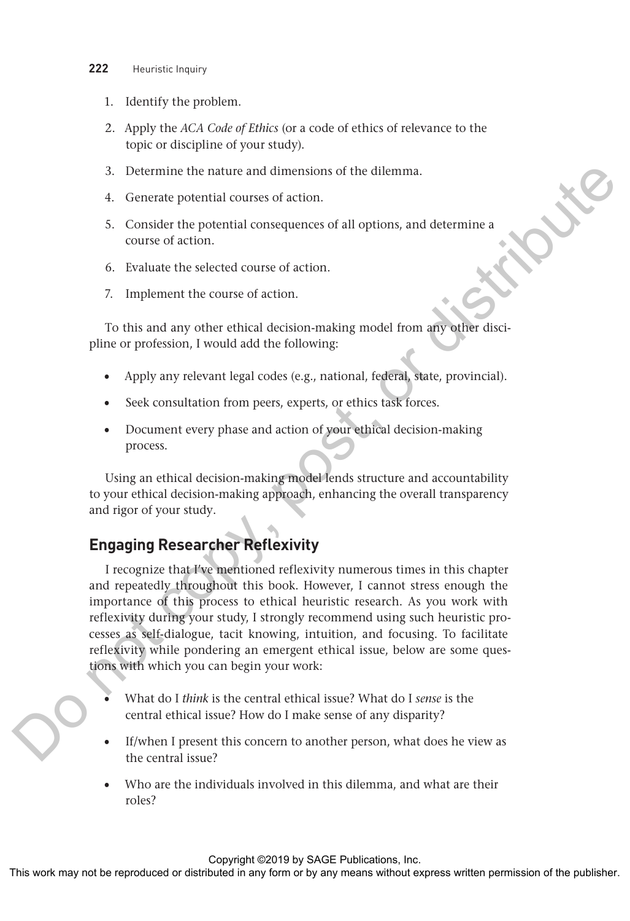1. Identify the problem.
2. Apply the *ACA Code of Ethics* (or a code of ethics of relevance to the topic or discipline of your study).
3. Determine the nature and dimensions of the dilemma.
4. Generate potential courses of action.
5. Consider the potential consequences of all options, and determine a course of action.
6. Evaluate the selected course of action.
7. Implement the course of action.

To this and any other ethical decision-making model from any other discipline or profession, I would add the following:

- Apply any relevant legal codes (e.g., national, federal, state, provincial).
- Seek consultation from peers, experts, or ethics task forces.
- Document every phase and action of your ethical decision-making process.

Using an ethical decision-making model lends structure and accountability to your ethical decision-making approach, enhancing the overall transparency and rigor of your study.

## Engaging Researcher Reflexivity

I recognize that I've mentioned reflexivity numerous times in this chapter and repeatedly throughout this book. However, I cannot stress enough the importance of this process to ethical heuristic research. As you work with reflexivity during your study, I strongly recommend using such heuristic processes as self-dialogue, tacit knowing, intuition, and focusing. To facilitate reflexivity while pondering an emergent ethical issue, below are some questions with which you can begin your work:

- What do I *think* is the central ethical issue? What do I *sense* is the central ethical issue? How do I make sense of any disparity?
- If/when I present this concern to another person, what does he view as the central issue?
- Who are the individuals involved in this dilemma, and what are their roles?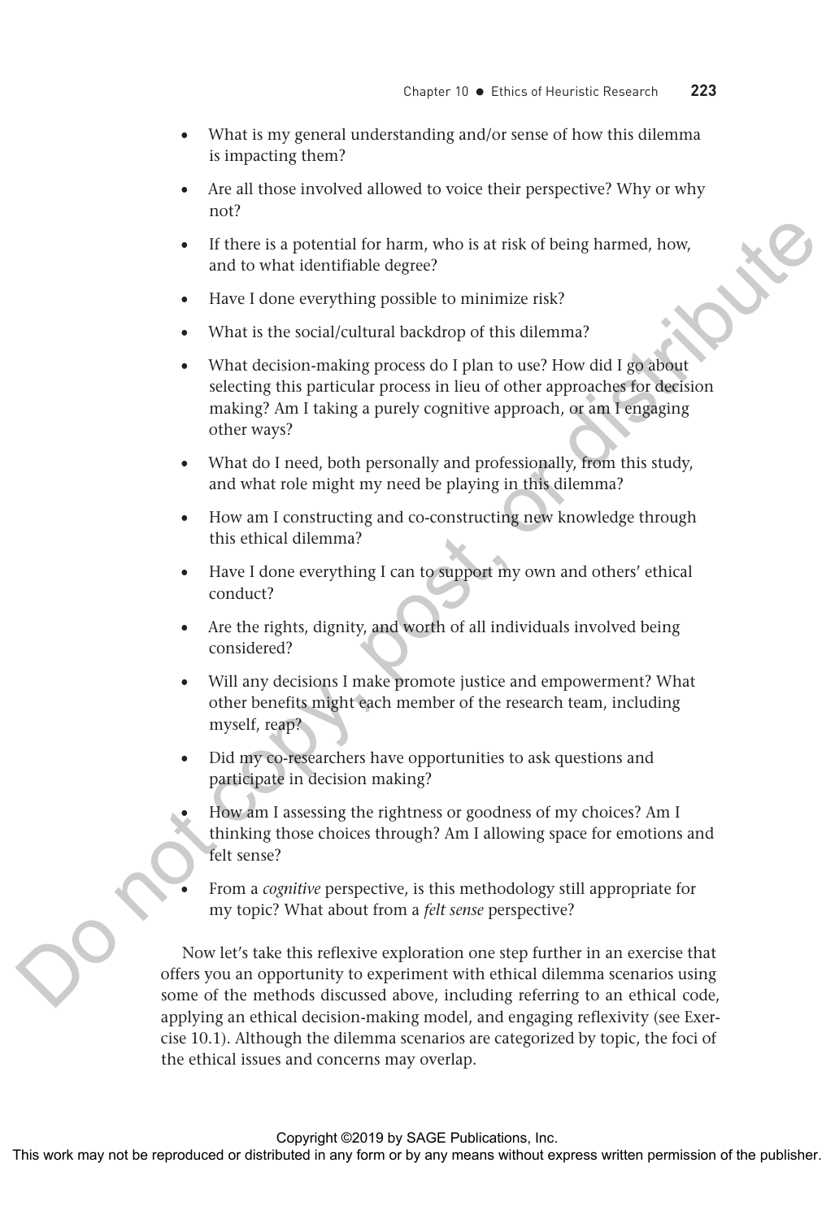- What is my general understanding and/or sense of how this dilemma is impacting them?
- Are all those involved allowed to voice their perspective? Why or why not?
- If there is a potential for harm, who is at risk of being harmed, how, and to what identifiable degree?
- Have I done everything possible to minimize risk?
- What is the social/cultural backdrop of this dilemma?
- What decision-making process do I plan to use? How did I go about selecting this particular process in lieu of other approaches for decision making? Am I taking a purely cognitive approach, or am I engaging other ways?
- What do I need, both personally and professionally, from this study, and what role might my need be playing in this dilemma?
- How am I constructing and co-constructing new knowledge through this ethical dilemma?
- Have I done everything I can to support my own and others' ethical conduct?
- Are the rights, dignity, and worth of all individuals involved being considered?
- Will any decisions I make promote justice and empowerment? What other benefits might each member of the research team, including myself, reap?
- Did my co-researchers have opportunities to ask questions and participate in decision making?
- How am I assessing the rightness or goodness of my choices? Am I thinking those choices through? Am I allowing space for emotions and felt sense?
- From a *cognitive* perspective, is this methodology still appropriate for my topic? What about from a *felt sense* perspective?

Now let's take this reflexive exploration one step further in an exercise that offers you an opportunity to experiment with ethical dilemma scenarios using some of the methods discussed above, including referring to an ethical code, applying an ethical decision-making model, and engaging reflexivity (see Exercise 10.1). Although the dilemma scenarios are categorized by topic, the foci of the ethical issues and concerns may overlap.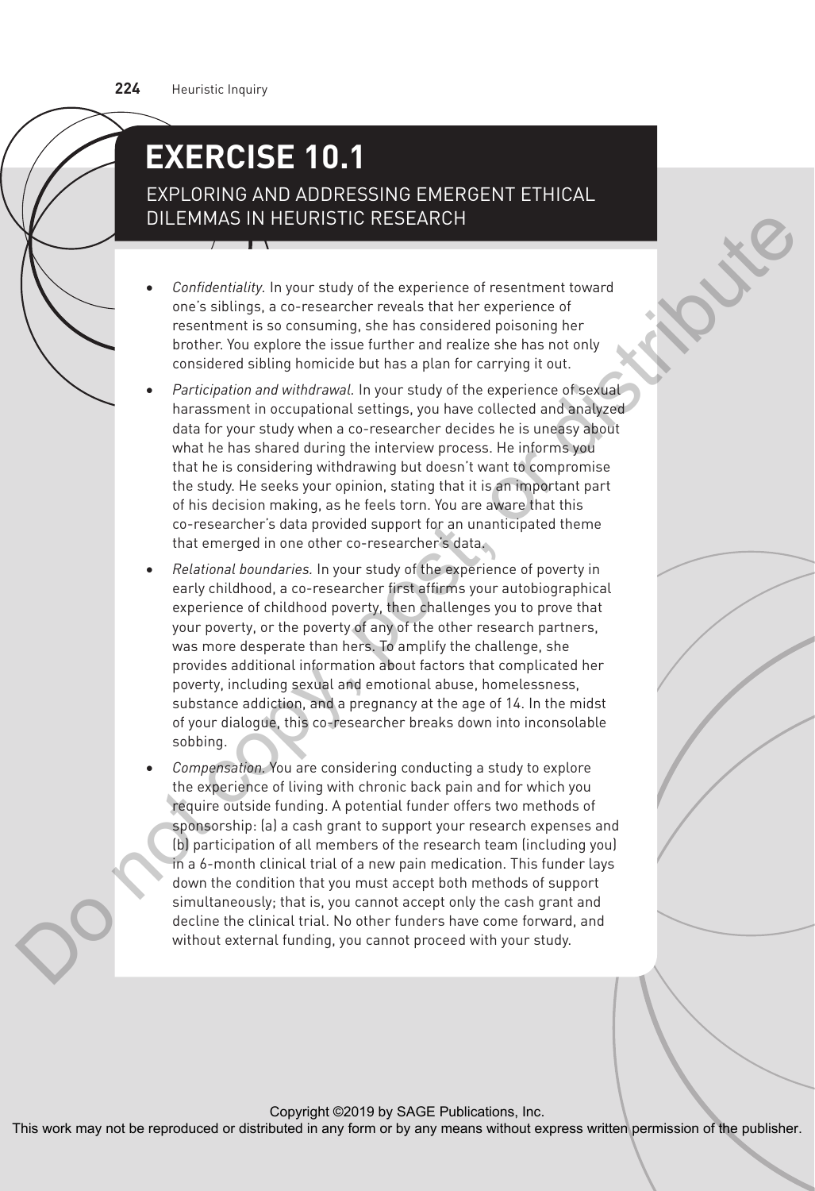# EXERCISE 10.1

## EXPLORING AND ADDRESSING EMERGENT ETHICAL DILEMMAS IN HEURISTIC RESEARCH

- *Confidentiality.* In your study of the experience of resentment toward one's siblings, a co-researcher reveals that her experience of resentment is so consuming, she has considered poisoning her brother. You explore the issue further and realize she has not only considered sibling homicide but has a plan for carrying it out.
- *Participation and withdrawal.* In your study of the experience of sexual harassment in occupational settings, you have collected and analyzed data for your study when a co-researcher decides he is uneasy about what he has shared during the interview process. He informs you that he is considering withdrawing but doesn't want to compromise the study. He seeks your opinion, stating that it is an important part of his decision making, as he feels torn. You are aware that this co-researcher's data provided support for an unanticipated theme that emerged in one other co-researcher's data.
- *Relational boundaries.* In your study of the experience of poverty in early childhood, a co-researcher first affirms your autobiographical experience of childhood poverty, then challenges you to prove that your poverty, or the poverty of any of the other research partners, was more desperate than hers. To amplify the challenge, she provides additional information about factors that complicated her poverty, including sexual and emotional abuse, homelessness, substance addiction, and a pregnancy at the age of 14. In the midst of your dialogue, this co-researcher breaks down into inconsolable sobbing.
- *Compensation.* You are considering conducting a study to explore the experience of living with chronic back pain and for which you require outside funding. A potential funder offers two methods of sponsorship: (a) a cash grant to support your research expenses and (b) participation of all members of the research team (including you) in a 6-month clinical trial of a new pain medication. This funder lays down the condition that you must accept both methods of support simultaneously; that is, you cannot accept only the cash grant and decline the clinical trial. No other funders have come forward, and without external funding, you cannot proceed with your study.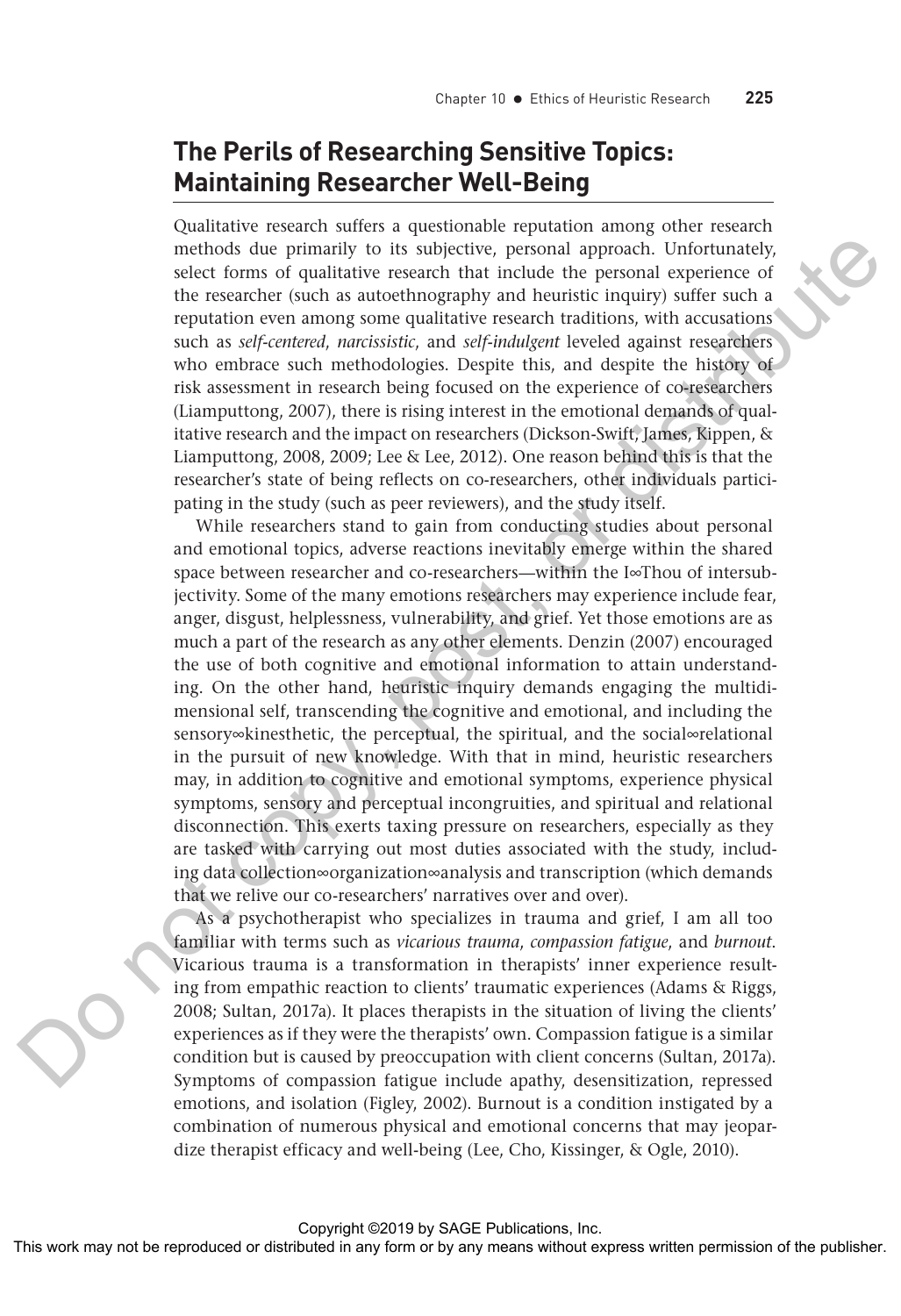## The Perils of Researching Sensitive Topics: Maintaining Researcher Well-Being

Qualitative research suffers a questionable reputation among other research methods due primarily to its subjective, personal approach. Unfortunately, select forms of qualitative research that include the personal experience of the researcher (such as autoethnography and heuristic inquiry) suffer such a reputation even among some qualitative research traditions, with accusations such as *self-centered*, *narcissistic*, and *self-indulgent* leveled against researchers who embrace such methodologies. Despite this, and despite the history of risk assessment in research being focused on the experience of co-researchers (Liamputtong, 2007), there is rising interest in the emotional demands of qualitative research and the impact on researchers (Dickson-Swift, James, Kippen, & Liamputtong, 2008, 2009; Lee & Lee, 2012). One reason behind this is that the researcher's state of being reflects on co-researchers, other individuals participating in the study (such as peer reviewers), and the study itself.

While researchers stand to gain from conducting studies about personal and emotional topics, adverse reactions inevitably emerge within the shared space between researcher and co-researchers—within the I∞Thou of intersubjectivity. Some of the many emotions researchers may experience include fear, anger, disgust, helplessness, vulnerability, and grief. Yet those emotions are as much a part of the research as any other elements. Denzin (2007) encouraged the use of both cognitive and emotional information to attain understanding. On the other hand, heuristic inquiry demands engaging the multidimensional self, transcending the cognitive and emotional, and including the sensory∞kinesthetic, the perceptual, the spiritual, and the social∞relational in the pursuit of new knowledge. With that in mind, heuristic researchers may, in addition to cognitive and emotional symptoms, experience physical symptoms, sensory and perceptual incongruities, and spiritual and relational disconnection. This exerts taxing pressure on researchers, especially as they are tasked with carrying out most duties associated with the study, including data collection∞organization∞analysis and transcription (which demands that we relive our co-researchers' narratives over and over).

As a psychotherapist who specializes in trauma and grief, I am all too familiar with terms such as *vicarious trauma*, *compassion fatigue*, and *burnout*. Vicarious trauma is a transformation in therapists' inner experience resulting from empathic reaction to clients' traumatic experiences (Adams & Riggs, 2008; Sultan, 2017a). It places therapists in the situation of living the clients' experiences as if they were the therapists' own. Compassion fatigue is a similar condition but is caused by preoccupation with client concerns (Sultan, 2017a). Symptoms of compassion fatigue include apathy, desensitization, repressed emotions, and isolation (Figley, 2002). Burnout is a condition instigated by a combination of numerous physical and emotional concerns that may jeopardize therapist efficacy and well-being (Lee, Cho, Kissinger, & Ogle, 2010).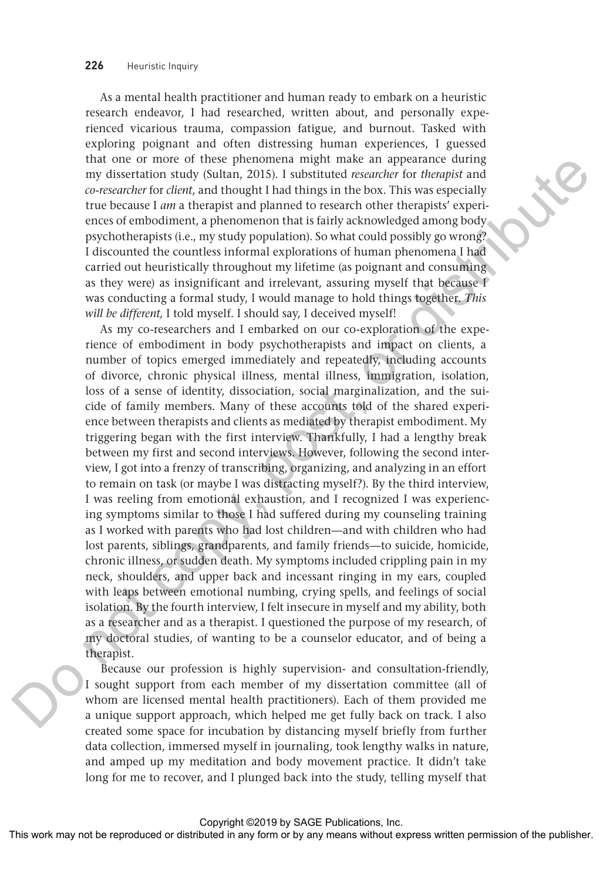As a mental health practitioner and human ready to embark on a heuristic research endeavor, I had researched, written about, and personally experienced vicarious trauma, compassion fatigue, and burnout. Tasked with exploring poignant and often distressing human experiences, I guessed that one or more of these phenomena might make an appearance during my dissertation study (Sultan, 2015). I substituted *researcher* for *therapist* and *co-researcher* for *client*, and thought I had things in the box. This was especially true because I *am* a therapist and planned to research other therapists' experiences of embodiment, a phenomenon that is fairly acknowledged among body psychotherapists (i.e., my study population). So what could possibly go wrong? I discounted the countless informal explorations of human phenomena I had carried out heuristically throughout my lifetime (as poignant and consuming as they were) as insignificant and irrelevant, assuring myself that because I was conducting a formal study, I would manage to hold things together. *This will be different,* I told myself. I should say, I deceived myself!

As my co-researchers and I embarked on our co-exploration of the experience of embodiment in body psychotherapists and impact on clients, a number of topics emerged immediately and repeatedly, including accounts of divorce, chronic physical illness, mental illness, immigration, isolation, loss of a sense of identity, dissociation, social marginalization, and the suicide of family members. Many of these accounts told of the shared experience between therapists and clients as mediated by therapist embodiment. My triggering began with the first interview. Thankfully, I had a lengthy break between my first and second interviews. However, following the second interview, I got into a frenzy of transcribing, organizing, and analyzing in an effort to remain on task (or maybe I was distracting myself?). By the third interview, I was reeling from emotional exhaustion, and I recognized I was experiencing symptoms similar to those I had suffered during my counseling training as I worked with parents who had lost children—and with children who had lost parents, siblings, grandparents, and family friends—to suicide, homicide, chronic illness, or sudden death. My symptoms included crippling pain in my neck, shoulders, and upper back and incessant ringing in my ears, coupled with leaps between emotional numbing, crying spells, and feelings of social isolation. By the fourth interview, I felt insecure in myself and my ability, both as a researcher and as a therapist. I questioned the purpose of my research, of my doctoral studies, of wanting to be a counselor educator, and of being a therapist.

Because our profession is highly supervision- and consultation-friendly, I sought support from each member of my dissertation committee (all of whom are licensed mental health practitioners). Each of them provided me a unique support approach, which helped me get fully back on track. I also created some space for incubation by distancing myself briefly from further data collection, immersed myself in journaling, took lengthy walks in nature, and amped up my meditation and body movement practice. It didn't take long for me to recover, and I plunged back into the study, telling myself that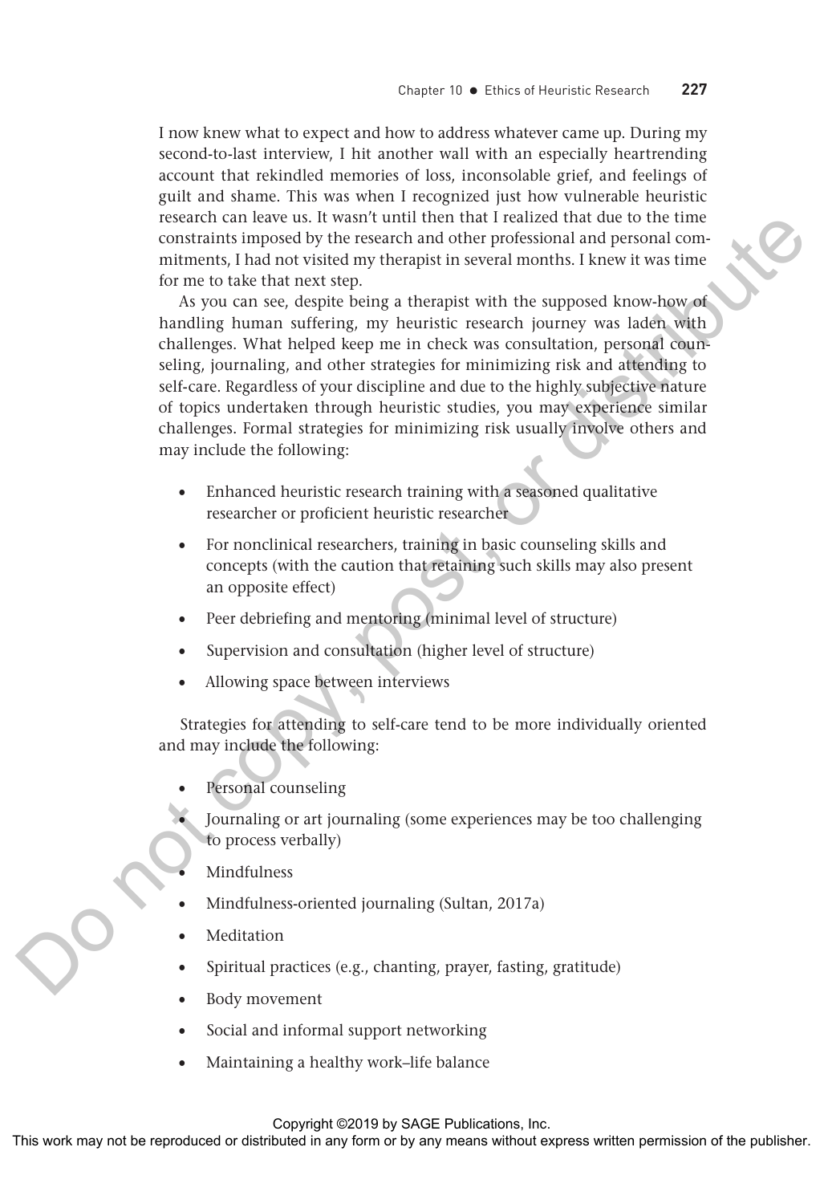I now knew what to expect and how to address whatever came up. During my second-to-last interview, I hit another wall with an especially heartrending account that rekindled memories of loss, inconsolable grief, and feelings of guilt and shame. This was when I recognized just how vulnerable heuristic research can leave us. It wasn't until then that I realized that due to the time constraints imposed by the research and other professional and personal commitments, I had not visited my therapist in several months. I knew it was time for me to take that next step.

As you can see, despite being a therapist with the supposed know-how of handling human suffering, my heuristic research journey was laden with challenges. What helped keep me in check was consultation, personal counseling, journaling, and other strategies for minimizing risk and attending to self-care. Regardless of your discipline and due to the highly subjective nature of topics undertaken through heuristic studies, you may experience similar challenges. Formal strategies for minimizing risk usually involve others and may include the following:

- Enhanced heuristic research training with a seasoned qualitative researcher or proficient heuristic researcher
- For nonclinical researchers, training in basic counseling skills and concepts (with the caution that retaining such skills may also present an opposite effect)
- Peer debriefing and mentoring (minimal level of structure)
- Supervision and consultation (higher level of structure)
- Allowing space between interviews

Strategies for attending to self-care tend to be more individually oriented and may include the following:

- Personal counseling
- Journaling or art journaling (some experiences may be too challenging to process verbally)
- Mindfulness
- Mindfulness-oriented journaling (Sultan, 2017a)
- Meditation
- Spiritual practices (e.g., chanting, prayer, fasting, gratitude)
- Body movement
- Social and informal support networking
- Maintaining a healthy work–life balance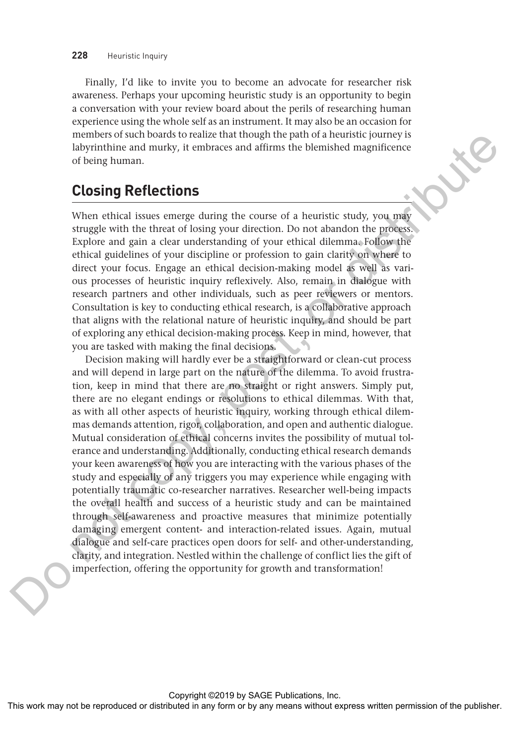Finally, I'd like to invite you to become an advocate for researcher risk awareness. Perhaps your upcoming heuristic study is an opportunity to begin a conversation with your review board about the perils of researching human experience using the whole self as an instrument. It may also be an occasion for members of such boards to realize that though the path of a heuristic journey is labyrinthine and murky, it embraces and affirms the blemished magnificence of being human.

## Closing Reflections

When ethical issues emerge during the course of a heuristic study, you may struggle with the threat of losing your direction. Do not abandon the process. Explore and gain a clear understanding of your ethical dilemma. Follow the ethical guidelines of your discipline or profession to gain clarity on where to direct your focus. Engage an ethical decision-making model as well as various processes of heuristic inquiry reflexively. Also, remain in dialogue with research partners and other individuals, such as peer reviewers or mentors. Consultation is key to conducting ethical research, is a collaborative approach that aligns with the relational nature of heuristic inquiry, and should be part of exploring any ethical decision-making process. Keep in mind, however, that you are tasked with making the final decisions.

Decision making will hardly ever be a straightforward or clean-cut process and will depend in large part on the nature of the dilemma. To avoid frustration, keep in mind that there are no straight or right answers. Simply put, there are no elegant endings or resolutions to ethical dilemmas. With that, as with all other aspects of heuristic inquiry, working through ethical dilemmas demands attention, rigor, collaboration, and open and authentic dialogue. Mutual consideration of ethical concerns invites the possibility of mutual tolerance and understanding. Additionally, conducting ethical research demands your keen awareness of how you are interacting with the various phases of the study and especially of any triggers you may experience while engaging with potentially traumatic co-researcher narratives. Researcher well-being impacts the overall health and success of a heuristic study and can be maintained through self-awareness and proactive measures that minimize potentially damaging emergent content- and interaction-related issues. Again, mutual dialogue and self-care practices open doors for self- and other-understanding, clarity, and integration. Nestled within the challenge of conflict lies the gift of imperfection, offering the opportunity for growth and transformation!